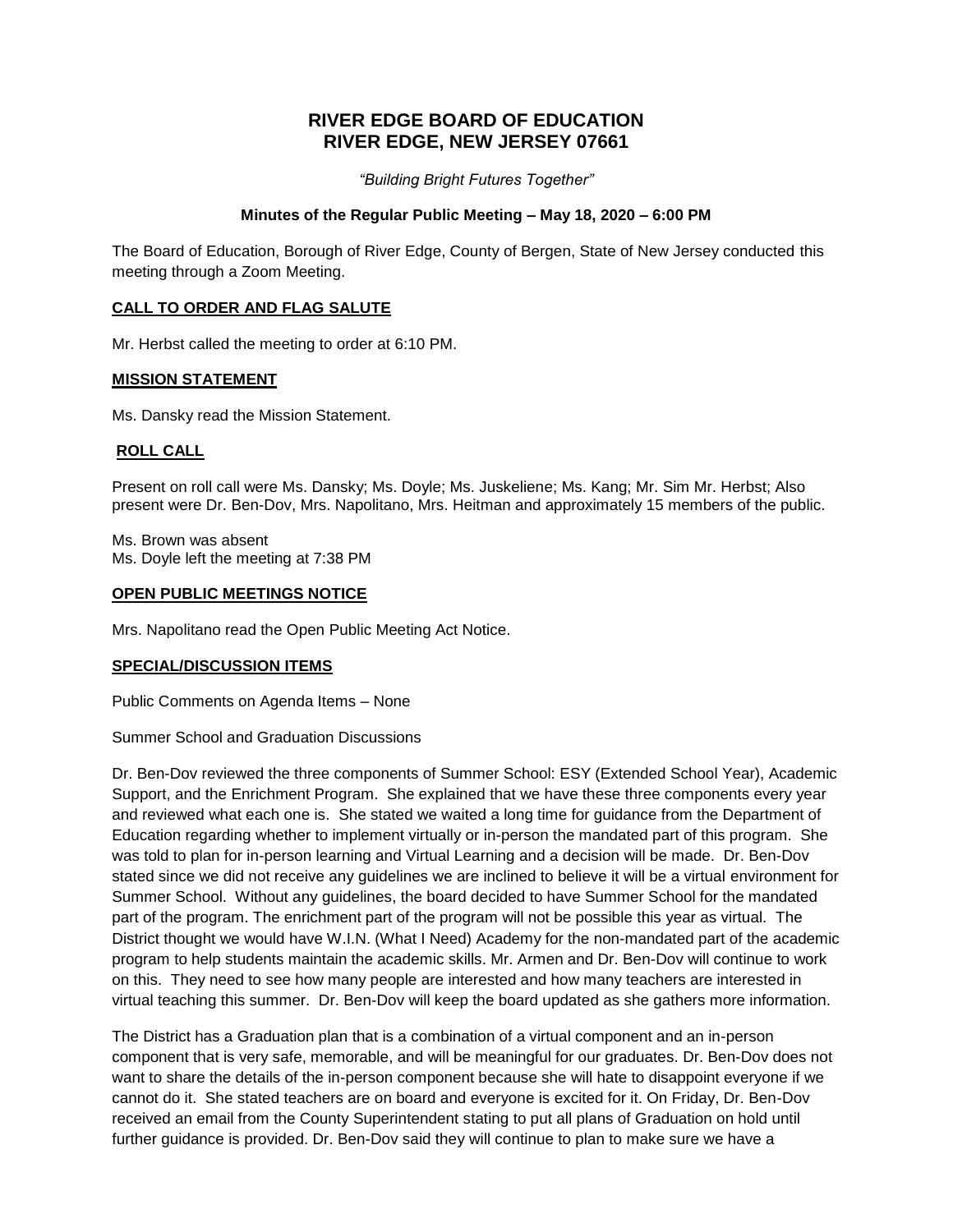# RIVER EDGE BOARD OF EDUCATION
# RIVER EDGE, NEW JERSEY 07661

*"Building Bright Futures Together"*

**Minutes of the Regular Public Meeting – May 18, 2020 – 6:00 PM**

The Board of Education, Borough of River Edge, County of Bergen, State of New Jersey conducted this meeting through a Zoom Meeting.

**CALL TO ORDER AND FLAG SALUTE**

Mr. Herbst called the meeting to order at 6:10 PM.

**MISSION STATEMENT**

Ms. Dansky read the Mission Statement.

**ROLL CALL**

Present on roll call were Ms. Dansky; Ms. Doyle; Ms. Juskeliene; Ms. Kang; Mr. Sim Mr. Herbst; Also present were Dr. Ben-Dov, Mrs. Napolitano, Mrs. Heitman and approximately 15 members of the public.

Ms. Brown was absent
Ms. Doyle left the meeting at 7:38 PM

**OPEN PUBLIC MEETINGS NOTICE**

Mrs. Napolitano read the Open Public Meeting Act Notice.

**SPECIAL/DISCUSSION ITEMS**

Public Comments on Agenda Items – None

Summer School and Graduation Discussions

Dr. Ben-Dov reviewed the three components of Summer School: ESY (Extended School Year), Academic Support, and the Enrichment Program. She explained that we have these three components every year and reviewed what each one is. She stated we waited a long time for guidance from the Department of Education regarding whether to implement virtually or in-person the mandated part of this program. She was told to plan for in-person learning and Virtual Learning and a decision will be made. Dr. Ben-Dov stated since we did not receive any guidelines we are inclined to believe it will be a virtual environment for Summer School. Without any guidelines, the board decided to have Summer School for the mandated part of the program. The enrichment part of the program will not be possible this year as virtual. The District thought we would have W.I.N. (What I Need) Academy for the non-mandated part of the academic program to help students maintain the academic skills. Mr. Armen and Dr. Ben-Dov will continue to work on this. They need to see how many people are interested and how many teachers are interested in virtual teaching this summer. Dr. Ben-Dov will keep the board updated as she gathers more information.

The District has a Graduation plan that is a combination of a virtual component and an in-person component that is very safe, memorable, and will be meaningful for our graduates. Dr. Ben-Dov does not want to share the details of the in-person component because she will hate to disappoint everyone if we cannot do it. She stated teachers are on board and everyone is excited for it. On Friday, Dr. Ben-Dov received an email from the County Superintendent stating to put all plans of Graduation on hold until further guidance is provided. Dr. Ben-Dov said they will continue to plan to make sure we have a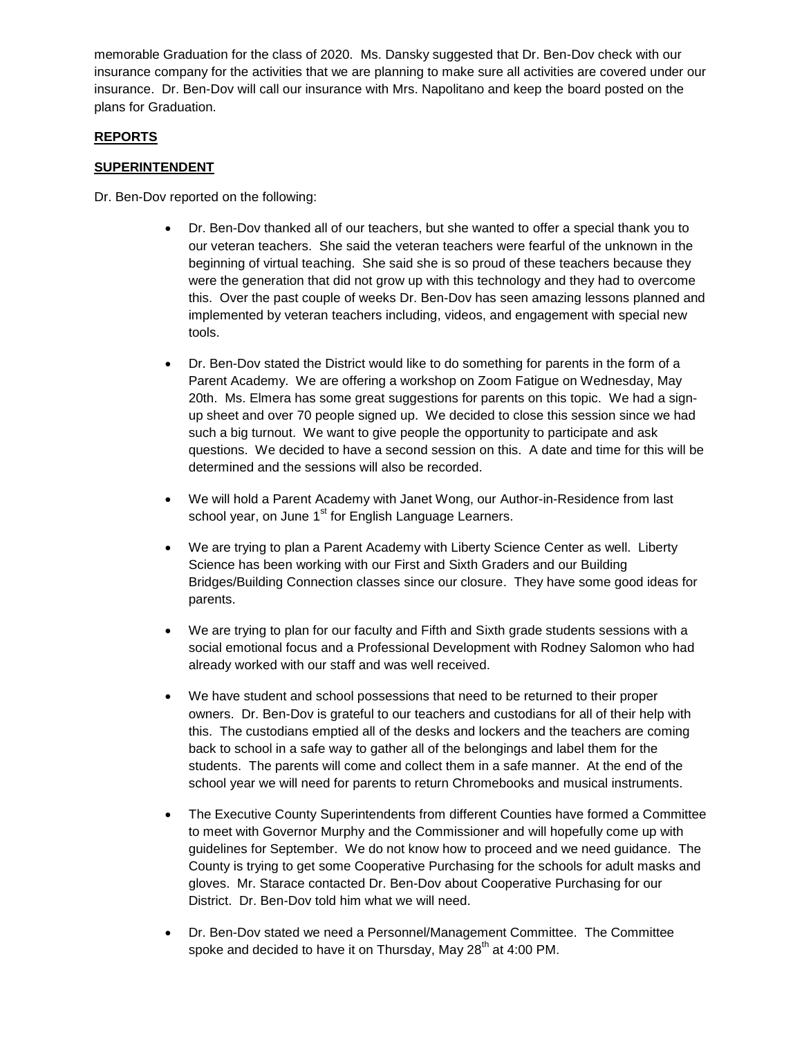memorable Graduation for the class of 2020. Ms. Dansky suggested that Dr. Ben-Dov check with our insurance company for the activities that we are planning to make sure all activities are covered under our insurance. Dr. Ben-Dov will call our insurance with Mrs. Napolitano and keep the board posted on the plans for Graduation.

**REPORTS**

**SUPERINTENDENT**

Dr. Ben-Dov reported on the following:

- Dr. Ben-Dov thanked all of our teachers, but she wanted to offer a special thank you to our veteran teachers. She said the veteran teachers were fearful of the unknown in the beginning of virtual teaching. She said she is so proud of these teachers because they were the generation that did not grow up with this technology and they had to overcome this. Over the past couple of weeks Dr. Ben-Dov has seen amazing lessons planned and implemented by veteran teachers including, videos, and engagement with special new tools.

- Dr. Ben-Dov stated the District would like to do something for parents in the form of a Parent Academy. We are offering a workshop on Zoom Fatigue on Wednesday, May 20th. Ms. Elmera has some great suggestions for parents on this topic. We had a sign-up sheet and over 70 people signed up. We decided to close this session since we had such a big turnout. We want to give people the opportunity to participate and ask questions. We decided to have a second session on this. A date and time for this will be determined and the sessions will also be recorded.

- We will hold a Parent Academy with Janet Wong, our Author-in-Residence from last school year, on June 1st for English Language Learners.

- We are trying to plan a Parent Academy with Liberty Science Center as well. Liberty Science has been working with our First and Sixth Graders and our Building Bridges/Building Connection classes since our closure. They have some good ideas for parents.

- We are trying to plan for our faculty and Fifth and Sixth grade students sessions with a social emotional focus and a Professional Development with Rodney Salomon who had already worked with our staff and was well received.

- We have student and school possessions that need to be returned to their proper owners. Dr. Ben-Dov is grateful to our teachers and custodians for all of their help with this. The custodians emptied all of the desks and lockers and the teachers are coming back to school in a safe way to gather all of the belongings and label them for the students. The parents will come and collect them in a safe manner. At the end of the school year we will need for parents to return Chromebooks and musical instruments.

- The Executive County Superintendents from different Counties have formed a Committee to meet with Governor Murphy and the Commissioner and will hopefully come up with guidelines for September. We do not know how to proceed and we need guidance. The County is trying to get some Cooperative Purchasing for the schools for adult masks and gloves. Mr. Starace contacted Dr. Ben-Dov about Cooperative Purchasing for our District. Dr. Ben-Dov told him what we will need.

- Dr. Ben-Dov stated we need a Personnel/Management Committee. The Committee spoke and decided to have it on Thursday, May 28th at 4:00 PM.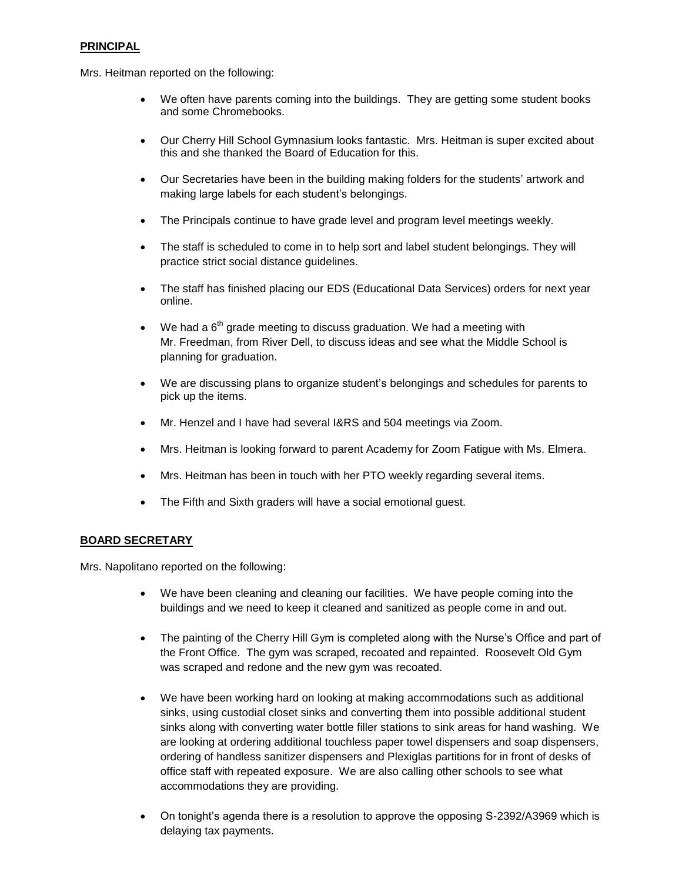**PRINCIPAL**

Mrs. Heitman reported on the following:

- We often have parents coming into the buildings. They are getting some student books and some Chromebooks.
- Our Cherry Hill School Gymnasium looks fantastic. Mrs. Heitman is super excited about this and she thanked the Board of Education for this.
- Our Secretaries have been in the building making folders for the students' artwork and making large labels for each student's belongings.
- The Principals continue to have grade level and program level meetings weekly.
- The staff is scheduled to come in to help sort and label student belongings. They will practice strict social distance guidelines.
- The staff has finished placing our EDS (Educational Data Services) orders for next year online.
- We had a 6th grade meeting to discuss graduation. We had a meeting with Mr. Freedman, from River Dell, to discuss ideas and see what the Middle School is planning for graduation.
- We are discussing plans to organize student's belongings and schedules for parents to pick up the items.
- Mr. Henzel and I have had several I&RS and 504 meetings via Zoom.
- Mrs. Heitman is looking forward to parent Academy for Zoom Fatigue with Ms. Elmera.
- Mrs. Heitman has been in touch with her PTO weekly regarding several items.
- The Fifth and Sixth graders will have a social emotional guest.

**BOARD SECRETARY**

Mrs. Napolitano reported on the following:

- We have been cleaning and cleaning our facilities. We have people coming into the buildings and we need to keep it cleaned and sanitized as people come in and out.
- The painting of the Cherry Hill Gym is completed along with the Nurse's Office and part of the Front Office. The gym was scraped, recoated and repainted. Roosevelt Old Gym was scraped and redone and the new gym was recoated.
- We have been working hard on looking at making accommodations such as additional sinks, using custodial closet sinks and converting them into possible additional student sinks along with converting water bottle filler stations to sink areas for hand washing. We are looking at ordering additional touchless paper towel dispensers and soap dispensers, ordering of handless sanitizer dispensers and Plexiglas partitions for in front of desks of office staff with repeated exposure. We are also calling other schools to see what accommodations they are providing.
- On tonight's agenda there is a resolution to approve the opposing S-2392/A3969 which is delaying tax payments.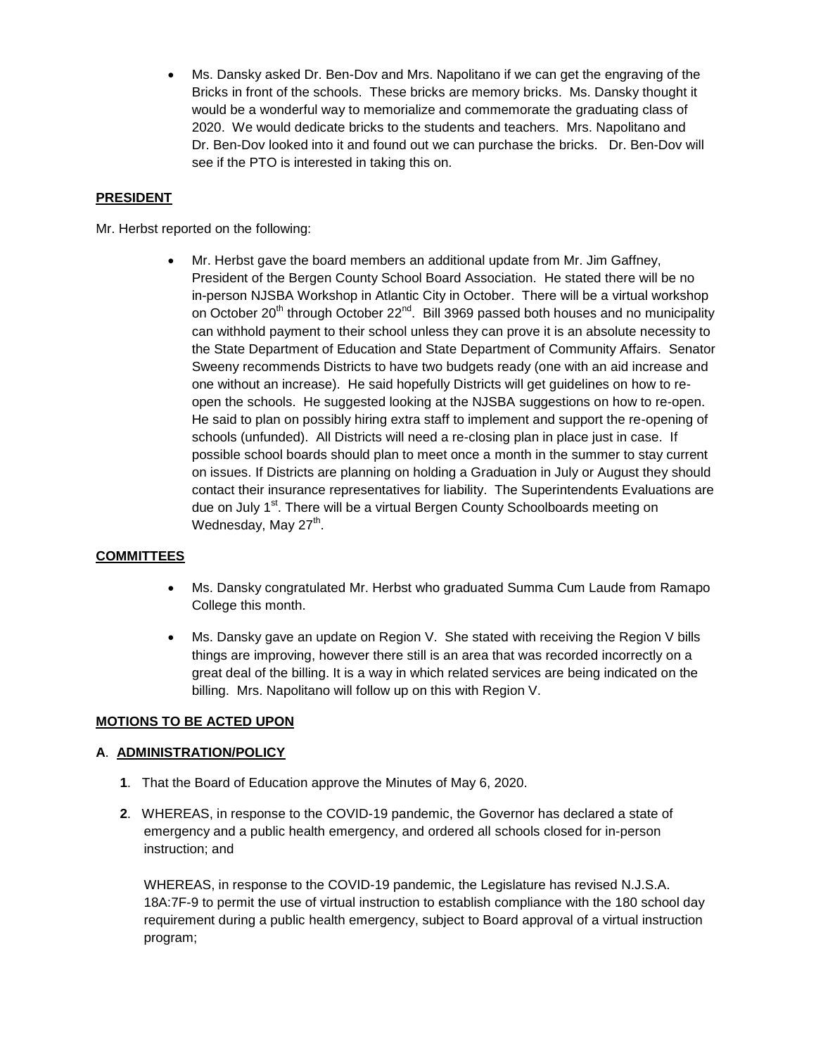- Ms. Dansky asked Dr. Ben-Dov and Mrs. Napolitano if we can get the engraving of the Bricks in front of the schools. These bricks are memory bricks. Ms. Dansky thought it would be a wonderful way to memorialize and commemorate the graduating class of 2020. We would dedicate bricks to the students and teachers. Mrs. Napolitano and Dr. Ben-Dov looked into it and found out we can purchase the bricks. Dr. Ben-Dov will see if the PTO is interested in taking this on.

**PRESIDENT**

Mr. Herbst reported on the following:

- Mr. Herbst gave the board members an additional update from Mr. Jim Gaffney, President of the Bergen County School Board Association. He stated there will be no in-person NJSBA Workshop in Atlantic City in October. There will be a virtual workshop on October 20th through October 22nd. Bill 3969 passed both houses and no municipality can withhold payment to their school unless they can prove it is an absolute necessity to the State Department of Education and State Department of Community Affairs. Senator Sweeny recommends Districts to have two budgets ready (one with an aid increase and one without an increase). He said hopefully Districts will get guidelines on how to re-open the schools. He suggested looking at the NJSBA suggestions on how to re-open. He said to plan on possibly hiring extra staff to implement and support the re-opening of schools (unfunded). All Districts will need a re-closing plan in place just in case. If possible school boards should plan to meet once a month in the summer to stay current on issues. If Districts are planning on holding a Graduation in July or August they should contact their insurance representatives for liability. The Superintendents Evaluations are due on July 1st. There will be a virtual Bergen County Schoolboards meeting on Wednesday, May 27th.

**COMMITTEES**

- Ms. Dansky congratulated Mr. Herbst who graduated Summa Cum Laude from Ramapo College this month.
- Ms. Dansky gave an update on Region V. She stated with receiving the Region V bills things are improving, however there still is an area that was recorded incorrectly on a great deal of the billing. It is a way in which related services are being indicated on the billing. Mrs. Napolitano will follow up on this with Region V.

**MOTIONS TO BE ACTED UPON**

**A**. **ADMINISTRATION/POLICY**

**1**. That the Board of Education approve the Minutes of May 6, 2020.

**2**. WHEREAS, in response to the COVID-19 pandemic, the Governor has declared a state of emergency and a public health emergency, and ordered all schools closed for in-person instruction; and

WHEREAS, in response to the COVID-19 pandemic, the Legislature has revised N.J.S.A. 18A:7F-9 to permit the use of virtual instruction to establish compliance with the 180 school day requirement during a public health emergency, subject to Board approval of a virtual instruction program;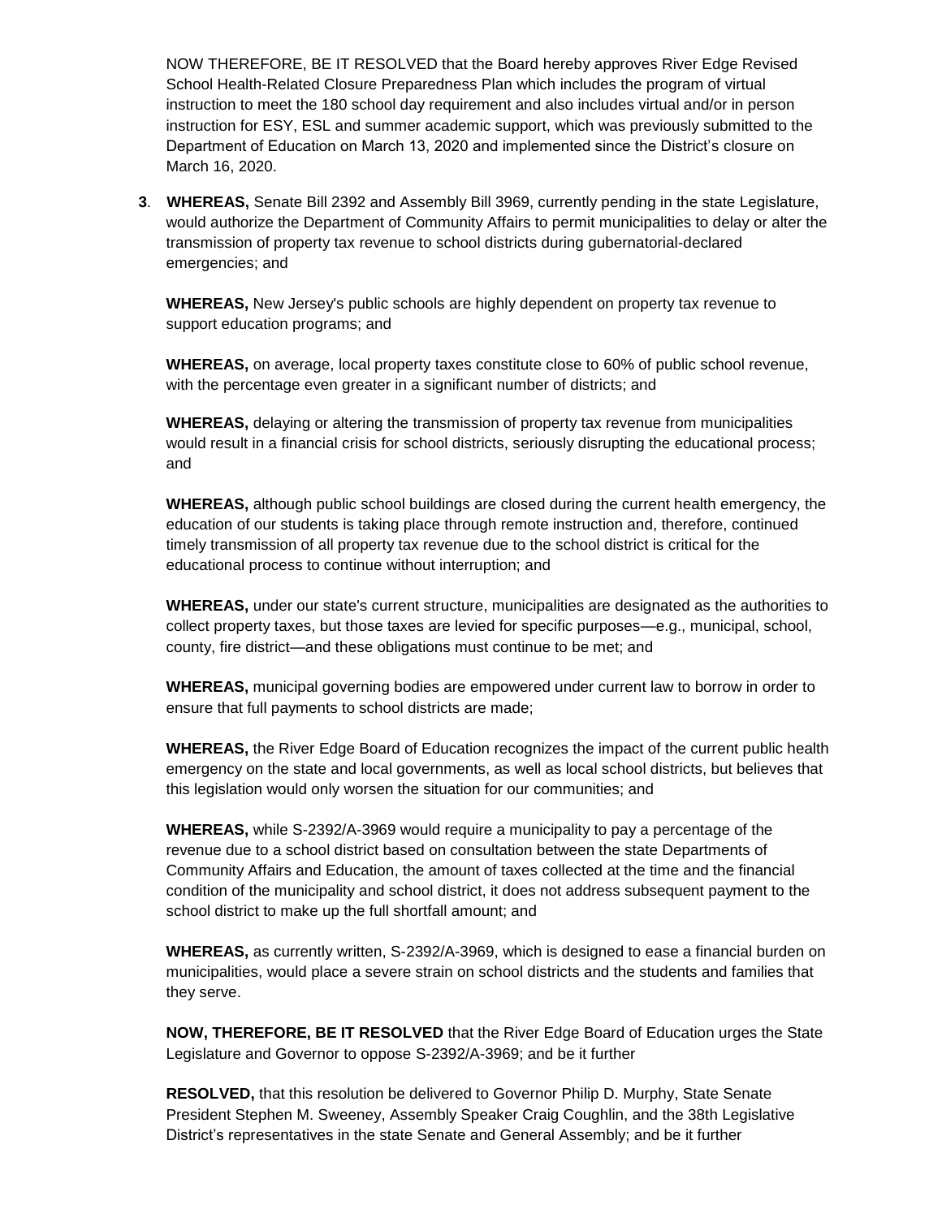NOW THEREFORE, BE IT RESOLVED that the Board hereby approves River Edge Revised School Health-Related Closure Preparedness Plan which includes the program of virtual instruction to meet the 180 school day requirement and also includes virtual and/or in person instruction for ESY, ESL and summer academic support, which was previously submitted to the Department of Education on March 13, 2020 and implemented since the District's closure on March 16, 2020.

**3**. **WHEREAS,** Senate Bill 2392 and Assembly Bill 3969, currently pending in the state Legislature, would authorize the Department of Community Affairs to permit municipalities to delay or alter the transmission of property tax revenue to school districts during gubernatorial-declared emergencies; and

**WHEREAS,** New Jersey's public schools are highly dependent on property tax revenue to support education programs; and

**WHEREAS,** on average, local property taxes constitute close to 60% of public school revenue, with the percentage even greater in a significant number of districts; and

**WHEREAS,** delaying or altering the transmission of property tax revenue from municipalities would result in a financial crisis for school districts, seriously disrupting the educational process; and

**WHEREAS,** although public school buildings are closed during the current health emergency, the education of our students is taking place through remote instruction and, therefore, continued timely transmission of all property tax revenue due to the school district is critical for the educational process to continue without interruption; and

**WHEREAS,** under our state's current structure, municipalities are designated as the authorities to collect property taxes, but those taxes are levied for specific purposes—e.g., municipal, school, county, fire district—and these obligations must continue to be met; and

**WHEREAS,** municipal governing bodies are empowered under current law to borrow in order to ensure that full payments to school districts are made;

**WHEREAS,** the River Edge Board of Education recognizes the impact of the current public health emergency on the state and local governments, as well as local school districts, but believes that this legislation would only worsen the situation for our communities; and

**WHEREAS,** while S-2392/A-3969 would require a municipality to pay a percentage of the revenue due to a school district based on consultation between the state Departments of Community Affairs and Education, the amount of taxes collected at the time and the financial condition of the municipality and school district, it does not address subsequent payment to the school district to make up the full shortfall amount; and

**WHEREAS,** as currently written, S-2392/A-3969, which is designed to ease a financial burden on municipalities, would place a severe strain on school districts and the students and families that they serve.

**NOW, THEREFORE, BE IT RESOLVED** that the River Edge Board of Education urges the State Legislature and Governor to oppose S-2392/A-3969; and be it further

**RESOLVED,** that this resolution be delivered to Governor Philip D. Murphy, State Senate President Stephen M. Sweeney, Assembly Speaker Craig Coughlin, and the 38th Legislative District's representatives in the state Senate and General Assembly; and be it further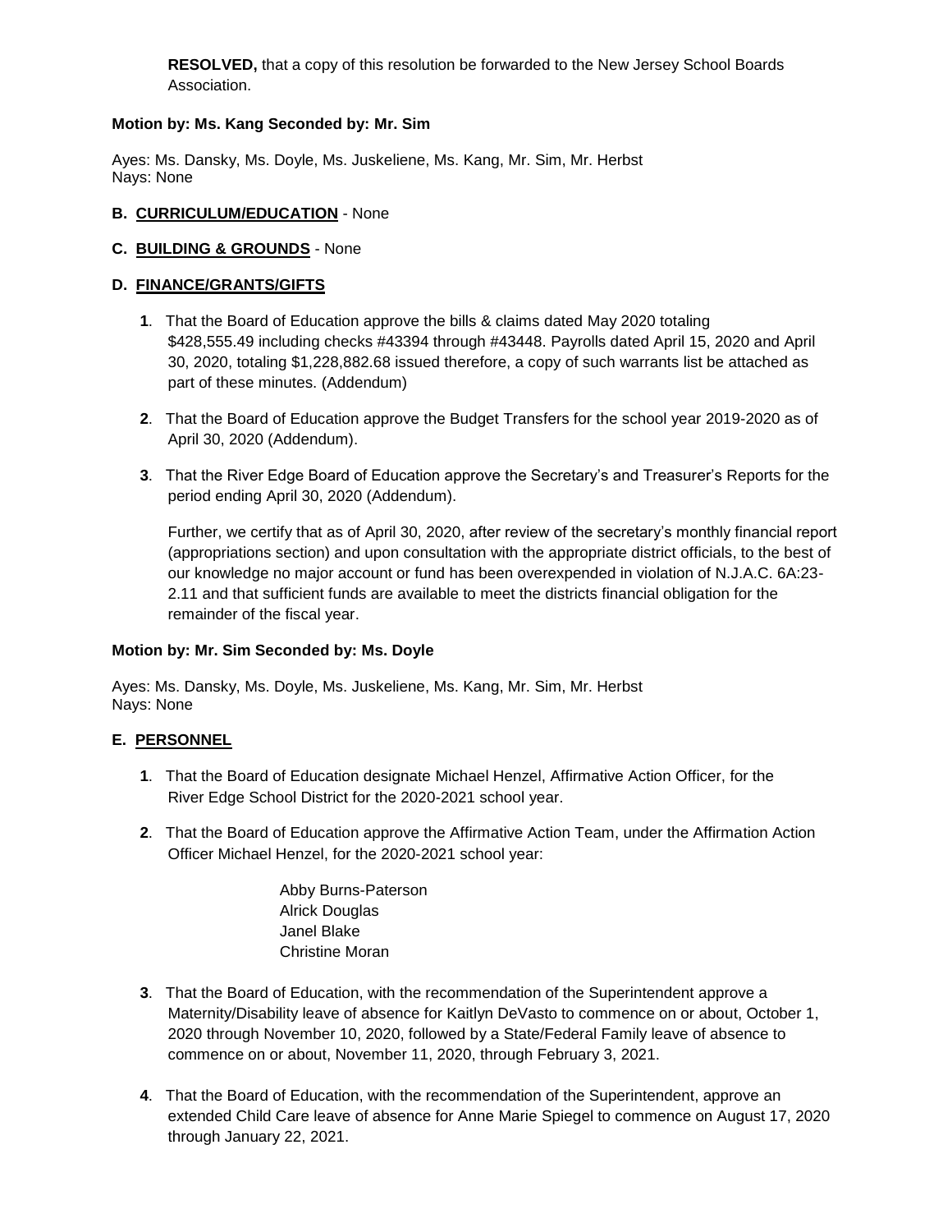**RESOLVED,** that a copy of this resolution be forwarded to the New Jersey School Boards Association.

**Motion by: Ms. Kang Seconded by: Mr. Sim**

Ayes: Ms. Dansky, Ms. Doyle, Ms. Juskeliene, Ms. Kang, Mr. Sim, Mr. Herbst
Nays: None

**B. CURRICULUM/EDUCATION** - None

**C. BUILDING & GROUNDS** - None

**D. FINANCE/GRANTS/GIFTS**

**1**. That the Board of Education approve the bills & claims dated May 2020 totaling $428,555.49 including checks #43394 through #43448. Payrolls dated April 15, 2020 and April 30, 2020, totaling $1,228,882.68 issued therefore, a copy of such warrants list be attached as part of these minutes. (Addendum)

**2**. That the Board of Education approve the Budget Transfers for the school year 2019-2020 as of April 30, 2020 (Addendum).

**3**. That the River Edge Board of Education approve the Secretary's and Treasurer's Reports for the period ending April 30, 2020 (Addendum).

Further, we certify that as of April 30, 2020, after review of the secretary's monthly financial report (appropriations section) and upon consultation with the appropriate district officials, to the best of our knowledge no major account or fund has been overexpended in violation of N.J.A.C. 6A:23-2.11 and that sufficient funds are available to meet the districts financial obligation for the remainder of the fiscal year.

**Motion by: Mr. Sim Seconded by: Ms. Doyle**

Ayes: Ms. Dansky, Ms. Doyle, Ms. Juskeliene, Ms. Kang, Mr. Sim, Mr. Herbst
Nays: None

**E. PERSONNEL**

**1**. That the Board of Education designate Michael Henzel, Affirmative Action Officer, for the River Edge School District for the 2020-2021 school year.

**2**. That the Board of Education approve the Affirmative Action Team, under the Affirmation Action Officer Michael Henzel, for the 2020-2021 school year:

Abby Burns-Paterson
Alrick Douglas
Janel Blake
Christine Moran

**3**. That the Board of Education, with the recommendation of the Superintendent approve a Maternity/Disability leave of absence for Kaitlyn DeVasto to commence on or about, October 1, 2020 through November 10, 2020, followed by a State/Federal Family leave of absence to commence on or about, November 11, 2020, through February 3, 2021.

**4**. That the Board of Education, with the recommendation of the Superintendent, approve an extended Child Care leave of absence for Anne Marie Spiegel to commence on August 17, 2020 through January 22, 2021.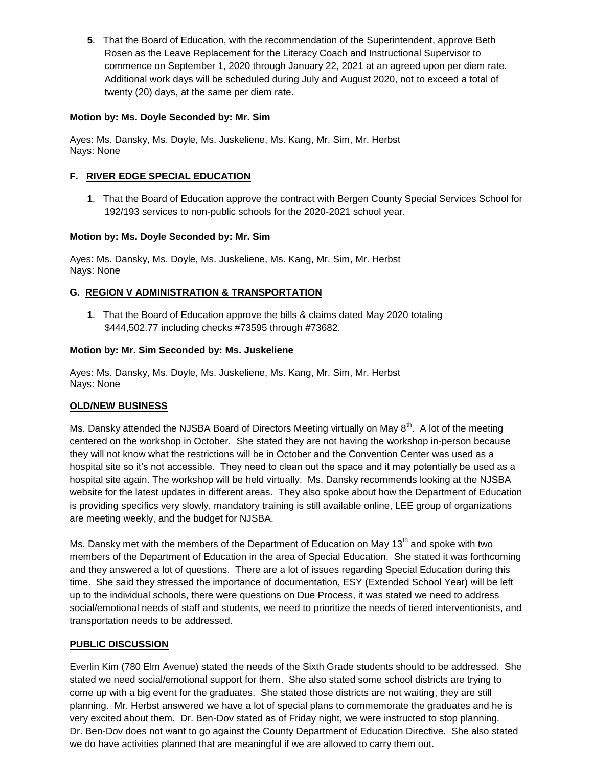5. That the Board of Education, with the recommendation of the Superintendent, approve Beth Rosen as the Leave Replacement for the Literacy Coach and Instructional Supervisor to commence on September 1, 2020 through January 22, 2021 at an agreed upon per diem rate. Additional work days will be scheduled during July and August 2020, not to exceed a total of twenty (20) days, at the same per diem rate.

**Motion by: Ms. Doyle Seconded by: Mr. Sim**

Ayes: Ms. Dansky, Ms. Doyle, Ms. Juskeliene, Ms. Kang, Mr. Sim, Mr. Herbst
Nays: None

### F. RIVER EDGE SPECIAL EDUCATION

1. That the Board of Education approve the contract with Bergen County Special Services School for 192/193 services to non-public schools for the 2020-2021 school year.

**Motion by: Ms. Doyle Seconded by: Mr. Sim**

Ayes: Ms. Dansky, Ms. Doyle, Ms. Juskeliene, Ms. Kang, Mr. Sim, Mr. Herbst
Nays: None

### G. REGION V ADMINISTRATION & TRANSPORTATION

1. That the Board of Education approve the bills & claims dated May 2020 totaling $444,502.77 including checks #73595 through #73682.

**Motion by: Mr. Sim Seconded by: Ms. Juskeliene**

Ayes: Ms. Dansky, Ms. Doyle, Ms. Juskeliene, Ms. Kang, Mr. Sim, Mr. Herbst
Nays: None

## OLD/NEW BUSINESS

Ms. Dansky attended the NJSBA Board of Directors Meeting virtually on May 8th. A lot of the meeting centered on the workshop in October. She stated they are not having the workshop in-person because they will not know what the restrictions will be in October and the Convention Center was used as a hospital site so it's not accessible. They need to clean out the space and it may potentially be used as a hospital site again. The workshop will be held virtually. Ms. Dansky recommends looking at the NJSBA website for the latest updates in different areas. They also spoke about how the Department of Education is providing specifics very slowly, mandatory training is still available online, LEE group of organizations are meeting weekly, and the budget for NJSBA.

Ms. Dansky met with the members of the Department of Education on May 13th and spoke with two members of the Department of Education in the area of Special Education. She stated it was forthcoming and they answered a lot of questions. There are a lot of issues regarding Special Education during this time. She said they stressed the importance of documentation, ESY (Extended School Year) will be left up to the individual schools, there were questions on Due Process, it was stated we need to address social/emotional needs of staff and students, we need to prioritize the needs of tiered interventionists, and transportation needs to be addressed.

## PUBLIC DISCUSSION

Everlin Kim (780 Elm Avenue) stated the needs of the Sixth Grade students should to be addressed. She stated we need social/emotional support for them. She also stated some school districts are trying to come up with a big event for the graduates. She stated those districts are not waiting, they are still planning. Mr. Herbst answered we have a lot of special plans to commemorate the graduates and he is very excited about them. Dr. Ben-Dov stated as of Friday night, we were instructed to stop planning. Dr. Ben-Dov does not want to go against the County Department of Education Directive. She also stated we do have activities planned that are meaningful if we are allowed to carry them out.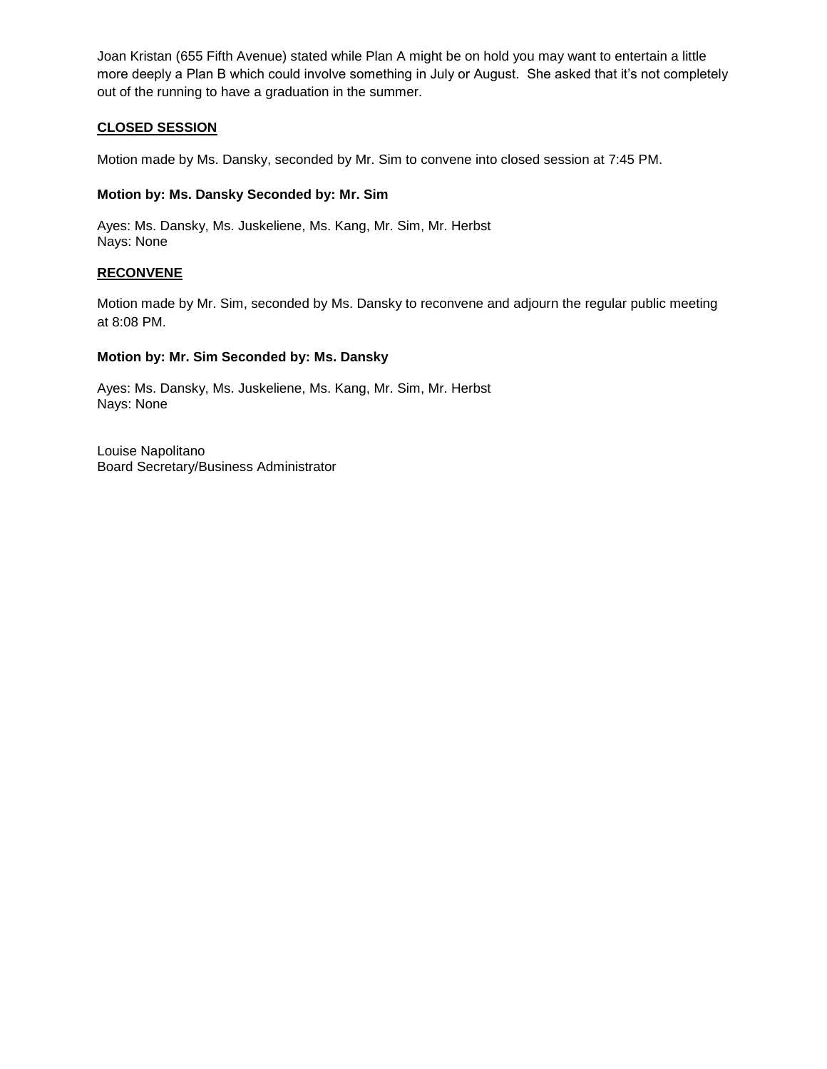Joan Kristan (655 Fifth Avenue) stated while Plan A might be on hold you may want to entertain a little more deeply a Plan B which could involve something in July or August. She asked that it's not completely out of the running to have a graduation in the summer.

## CLOSED SESSION

Motion made by Ms. Dansky, seconded by Mr. Sim to convene into closed session at 7:45 PM.

**Motion by: Ms. Dansky Seconded by: Mr. Sim**

Ayes: Ms. Dansky, Ms. Juskeliene, Ms. Kang, Mr. Sim, Mr. Herbst
Nays: None

## RECONVENE

Motion made by Mr. Sim, seconded by Ms. Dansky to reconvene and adjourn the regular public meeting at 8:08 PM.

**Motion by: Mr. Sim Seconded by: Ms. Dansky**

Ayes: Ms. Dansky, Ms. Juskeliene, Ms. Kang, Mr. Sim, Mr. Herbst
Nays: None

Louise Napolitano
Board Secretary/Business Administrator